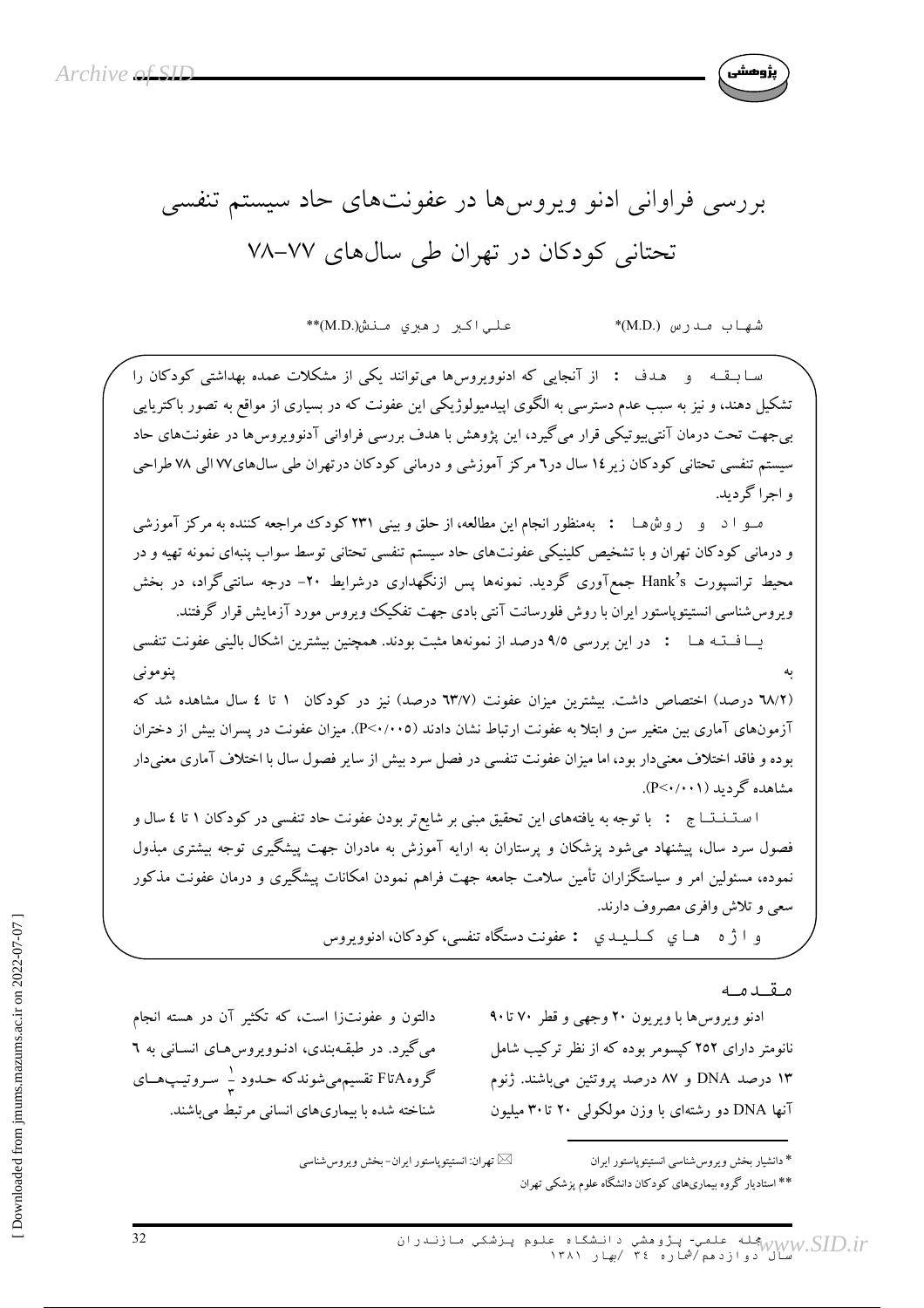# بررسی فراوانی ادنو ویروس‌ها در عفونت‌های حاد سیستم تنفسی تحتانی کودکان در تهران طی سال‌های ۷۷–۷۸

شهاب مدرس (M.D.)*　　　علی اکبر رهبری منش (M.D.)**

**سابقه و هدف :** از آنجایی که ادنوویروس‌ها می‌توانند یکی از مشکلات عمده بهداشتی کودکان را تشکیل دهند، و نیز به سبب عدم دسترسی به الگوی اپیدمیولوژیکی این عفونت که در بسیاری از مواقع به تصور باکتریایی بی‌جهت تحت درمان آنتی‌بیوتیکی قرار می‌گیرد، این پژوهش با هدف بررسی فراوانی آدنوویروس‌ها در عفونت‌های حاد سیستم تنفسی تحتانی کودکان زیر ۱۴ سال در ۶ مرکز آموزشی و درمانی کودکان درتهران طی سال‌های ۷۷ الی ۷۸ طراحی و اجرا گردید.

**مواد و روش‌ها :** به‌منظور انجام این مطالعه، از حلق و بینی ۲۳۱ کودک مراجعه کننده به مرکز آموزشی و درمانی کودکان تهران و با تشخیص کلینیکی عفونت‌های حاد سیستم تنفسی تحتانی توسط سواب پنبه‌ای نمونه تهیه و در محیط ترانسپورت Hank's جمع‌آوری گردید. نمونه‌ها پس ازنگهداری درشرایط ۲۰- درجه سانتی‌گراد، در بخش ویروس‌شناسی انستیتوپاستور ایران با روش فلورسانت آنتی بادی جهت تفکیک ویروس مورد آزمایش قرار گرفتند.

**یافته‌ها :** در این بررسی ۹/۵ درصد از نمونه‌ها مثبت بودند. همچنین بیشترین اشکال بالینی عفونت تنفسی به پنومونی (۶۸/۲ درصد) اختصاص داشت. بیشترین میزان عفونت (۶۳/۷ درصد) نیز در کودکان ۱ تا ۴ سال مشاهده شد که آزمون‌های آماری بین متغیر سن و ابتلا به عفونت ارتباط نشان دادند ($P<0/005$). میزان عفونت در پسران بیش از دختران بوده و فاقد اختلاف معنی‌دار بود، اما میزان عفونت تنفسی در فصل سرد بیش از سایر فصول سال با اختلاف آماری معنی‌دار مشاهده گردید ($P<0/001$).

**استنتاج :** با توجه به یافته‌های این تحقیق مبنی بر شایع‌تر بودن عفونت حاد تنفسی در کودکان ۱ تا ۴ سال و فصول سرد سال، پیشنهاد می‌شود پزشکان و پرستاران به ارایه آموزش به مادران جهت پیشگیری توجه بیشتری مبذول نموده، مسئولین امر و سیاستگزاران تأمین سلامت جامعه جهت فراهم نمودن امکانات پیشگیری و درمان عفونت مذکور سعی و تلاش وافری مصروف دارند.

**واژه های کلیدی :** عفونت دستگاه تنفسی، کودکان، ادنوویروس

## مقدمه

ادنو ویروس‌ها با ویریون ۲۰ وجهی و قطر ۷۰ تا ۹۰ نانومتر دارای ۲۵۲ کپسومر بوده که از نظر ترکیب شامل ۱۳ درصد DNA و ۸۷ درصد پروتئین می‌باشند. ژنوم آنها DNA دو رشته‌ای با وزن مولکولی ۲۰ تا ۳۰ میلیون دالتون و عفونت‌زا است، که تکثیر آن در هسته انجام می‌گیرد. در طبقه‌بندی، ادنوویروس‌های انسانی به ۶ گروه A تا F تقسیم‌می‌شوندکه حدود $\frac{1}{3}$ سروتیپ‌های شناخته شده با بیماری‌های انسانی مرتبط می‌باشند.

---

* دانشیار بخش ویروس‌شناسی انستیتوپاستور ایران　✉ تهران: انستیتوپاستور ایران- بخش ویروس‌شناسی

** استادیار گروه بیماری‌های کودکان دانشگاه علوم پزشکی تهران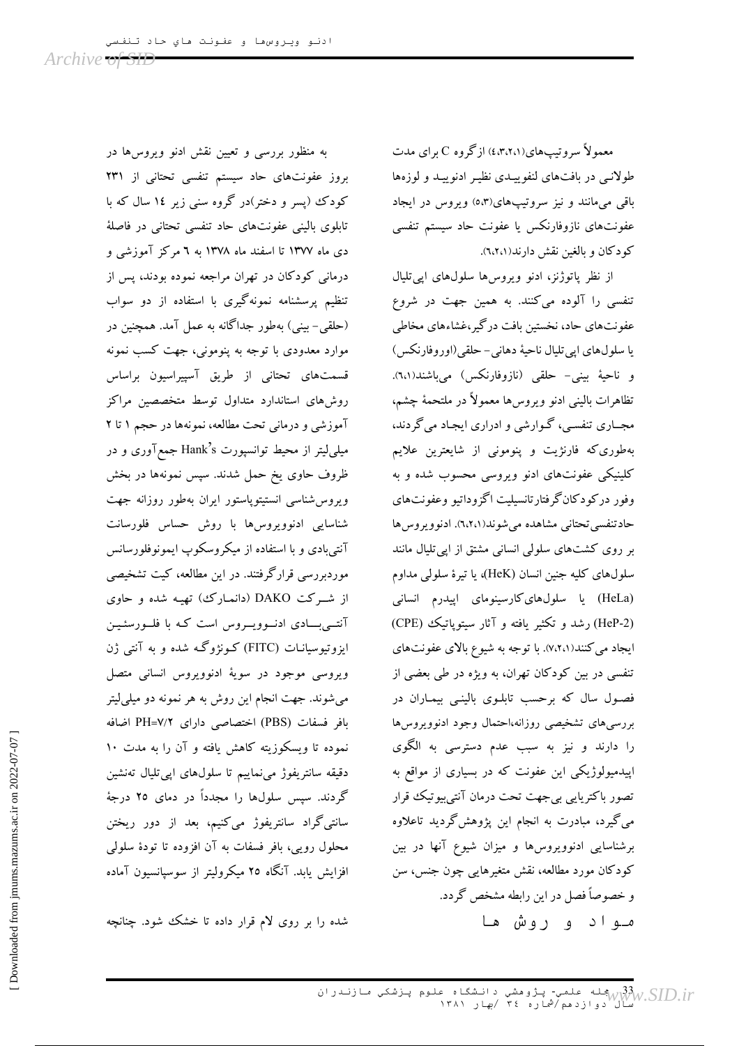معمولاً سروتیپ‌های(۴،۳،۲،۱) ازگروه C برای مدت طولانـی در بافت‌های لنفوییـدی نظیـر ادنوییـد و لوزه‌ها باقی می‌مانند و نیز سروتیپ‌های(۵،۳) ویروس در ایجاد عفونت‌های نازوفارنکس یا عفونت حاد سیستم تنفسی کودکان و بالغین نقش دارند(۶،۲،۱).

از نظر پاتوژنز، ادنو ویروس‌ها سلول‌های اپی‌تلیال تنفسی را آلوده می‌کنند. به همین جهت در شروع عفونت‌های حاد، نخستین بافت درگیر،غشاءهای مخاطی یا سلول‌های اپی‌تلیال ناحیهٔ دهانی- حلقی(اوروفارنکس) و ناحیهٔ بینی- حلقی (نازوفارنکس) می‌باشند(۶،۱). تظاهرات بالینی ادنو ویروس‌ها معمولاً در ملتحمهٔ چشم، مجـاری تنفسـی، گـوارشی و ادراری ایجـاد می‌گردند، به‌طوری‌که فارنژیت و پنومونی از شایعترین علایم کلینیکی عفونت‌های ادنو ویروسی محسوب شده و به وفور درکودکان‌گرفتارتانسیلیت اگزوداتیو وعفونت‌های حادتنفسی‌تحتانی مشاهده می‌شوند(۶،۲،۱). ادنوویروس‌ها بر روی کشت‌های سلولی انسانی مشتق از اپی‌تلیال مانند سلول‌های کلیه جنین انسان (HeK)، یا تیرهٔ سلولی مداوم (HeLa) یا سلول‌های‌کارسینومای اپیدرم انسانی (HeP-2) رشد و تکثیر یافته و آثار سیتوپاتیک (CPE) ایجاد می‌کنند(۷،۲،۱). با توجه به شیوع بالای عفونت‌های تنفسی در بین کودکان تهران، به ویژه در طی بعضی از فصـول سال که برحسب تابلـوی بالینـی بیمـاران در بررسی‌های تشخیصی روزانه،احتمال وجود ادنوویروس‌ها را دارند و نیز به سبب عدم دسترسی به الگوی اپیدمیولوژیکی این عفونت که در بسیاری از مواقع به تصور باکتریایی بی‌جهت تحت درمان آنتی‌بیوتیک قرار می‌گیرد، مبادرت به انجام این پژوهش‌گردید تاعلاوه برشناسایی ادنوویروس‌ها و میزان شیوع آنها در بین کودکان مورد مطالعه، نقش متغیرهایی چون جنس، سن و خصوصاً فصل در این رابطه مشخص گردد.

## مـواد و روش هـا

به منظور بررسی و تعیین نقش ادنو ویروس‌ها در بروز عفونت‌های حاد سیستم تنفسی تحتانی از ۲۳۱ کودک (پسر و دختر)در گروه سنی زیر ۱۴ سال که با تابلوی بالینی عفونت‌های حاد تنفسی تحتانی در فاصلهٔ دی ماه ۱۳۷۷ تا اسفند ماه ۱۳۷۸ به ۶ مرکز آموزشی و درمانی کودکان در تهران مراجعه نموده بودند، پس از تنظیم پرسشنامه نمونه‌گیری با استفاده از دو سواب (حلقی- بینی) به‌طور جداگانه به عمل آمد. همچنین در موارد معدودی با توجه به پنومونی، جهت کسب نمونه قسمت‌های تحتانی از طریق آسپیراسیون براساس روش‌های استاندارد متداول توسط متخصصین مراکز آموزشی و درمانی تحت مطالعه، نمونه‌ها در حجم ۱ تا ۲ میلی‌لیتر از محیط توانسپورت Hank's جمع‌آوری و در ظروف حاوی یخ حمل شدند. سپس نمونه‌ها در بخش ویروس‌شناسی انستیتوپاستور ایران به‌طور روزانه جهت شناسایی ادنوویروس‌ها با روش حساس فلورسانت آنتی‌بادی و با استفاده از میکروسکوپ ایمونوفلورسانس موردبررسی قرارگرفتند. در این مطالعه، کیت تشخیصی از شـرکت DAKO (دانمـارک) تهیـه شده و حاوی آنتـی‌بـادی ادنـوویـروس است کـه با فلـورسئیـن ایزوتیوسیانـات (FITC) کـونژوگـه شده و به آنتی ژن ویروسی موجود در سویهٔ ادنوویروس انسانی متصل می‌شوند. جهت انجام این روش به هر نمونه دو میلی‌لیتر بافر فسفات (PBS) اختصاصی دارای PH=۷/۲ اضافه نموده تا ویسکوزیته کاهش یافته و آن را به مدت ۱۰ دقیقه سانتریفوژ می‌نماییم تا سلول‌های اپی‌تلیال ته‌نشین گردند. سپس سلول‌ها را مجدداً در دمای ۲۵ درجهٔ سانتی‌گراد سانتریفوژ می‌کنیم، بعد از دور ریختن محلول رویی، بافر فسفات به آن افزوده تا تودهٔ سلولی افزایش یابد. آنگاه ۲۵ میکرولیتر از سوسپانسیون آماده شده را بر روی لام قرار داده تا خشک شود. چنانچه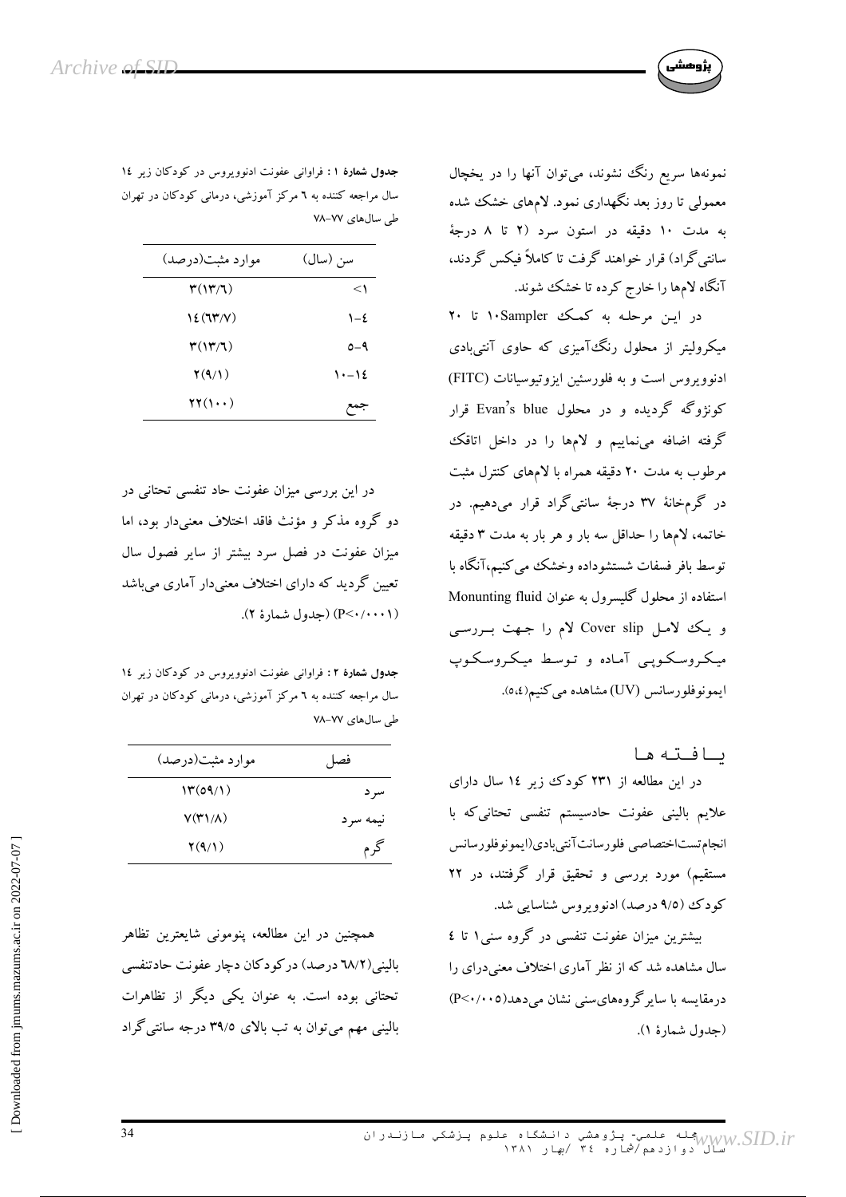نمونه‌ها سریع رنگ نشوند، می‌توان آنها را در یخچال معمولی تا روز بعد نگهداری نمود. لام‌های خشک شده به مدت ۱۰ دقیقه در استون سرد (۲ تا ۸ درجهٔ سانتی‌گراد) قرار خواهند گرفت تا کاملاً فیکس گردند، آنگاه لام‌ها را خارج کرده تا خشک شوند.

در این مرحله به کمک Sampler ۱۰ تا ۲۰ میکرولیتر از محلول رنگ‌آمیزی که حاوی آنتی‌بادی ادنوویروس است و به فلورسئین ایزوتیوسیانات (FITC) کونژوگه گردیده و در محلول Evan's blue قرار گرفته اضافه می‌نماییم و لام‌ها را در داخل اتاقک مرطوب به مدت ۲۰ دقیقه همراه با لام‌های کنترل مثبت در گرم‌خانهٔ ۳۷ درجهٔ سانتی‌گراد قرار می‌دهیم. در خاتمه، لام‌ها را حداقل سه بار و هر بار به مدت ۳ دقیقه توسط بافر فسفات شستشوداده وخشک می‌کنیم،آنگاه با استفاده از محلول گلیسرول به عنوان Monunting fluid و یک لامل Cover slip لام را جهت بررسی میکروسکوپی آماده و توسط میکروسکوپ ایمونوفلورسانس (UV) مشاهده می‌کنیم(۵،۴).

## یافته ها

در این مطالعه از ۲۳۱ کودک زیر ۱۴ سال دارای علایم بالینی عفونت حادسیستم تنفسی تحتانی‌که با انجام‌تست‌اختصاصی فلورسانت‌آنتی‌بادی(ایمونوفلورسانس مستقیم) مورد بررسی و تحقیق قرار گرفتند، در ۲۲ کودک (۹/۵ درصد) ادنوویروس شناسایی شد.

بیشترین میزان عفونت تنفسی در گروه سنی۱ تا ۴ سال مشاهده شد که از نظر آماری اختلاف معنی‌دری را درمقایسه با سایر گروه‌های‌سنی نشان می‌دهد(P<۰/۰۰۵) (جدول شمارهٔ ۱).

**جدول شمارهٔ ۱ :** فراوانی عفونت ادنوویروس در کودکان زیر ۱۴ سال مراجعه کننده به ۶ مرکز آموزشی، درمانی کودکان در تهران طی سال‌های ۷۷-۷۸

| سن (سال) | موارد مثبت(درصد) |
|---|---|
| <۱ | ۳(۱۳/۶) |
| ۱-۴ | ۱۴(۶۳/۷) |
| ۵-۹ | ۳(۱۳/۶) |
| ۱۰-۱۴ | ۲(۹/۱) |
| جمع | ۲۲(۱۰۰) |

در این بررسی میزان عفونت حاد تنفسی تحتانی در دو گروه مذکر و مؤنث فاقد اختلاف معنی‌دار بود، اما میزان عفونت در فصل سرد بیشتر از سایر فصول سال تعیین گردید که دارای اختلاف معنی‌دار آماری می‌باشد (P<۰/۰۰۰۱) (جدول شمارهٔ ۲).

**جدول شمارهٔ ۲ :** فراوانی عفونت ادنوویروس در کودکان زیر ۱۴ سال مراجعه کننده به ۶ مرکز آموزشی، درمانی کودکان در تهران طی سال‌های ۷۷-۷۸

| فصل | موارد مثبت(درصد) |
|---|---|
| سرد | ۱۳(۵۹/۱) |
| نیمه سرد | ۷(۳۱/۸) |
| گرم | ۲(۹/۱) |

همچنین در این مطالعه، پنومونی شایعترین تظاهر بالینی(۶۸/۲ درصد) درکودکان دچار عفونت حادتنفسی تحتانی بوده است. به عنوان یکی دیگر از تظاهرات بالینی مهم می‌توان به تب بالای ۳۹/۵ درجه سانتی‌گراد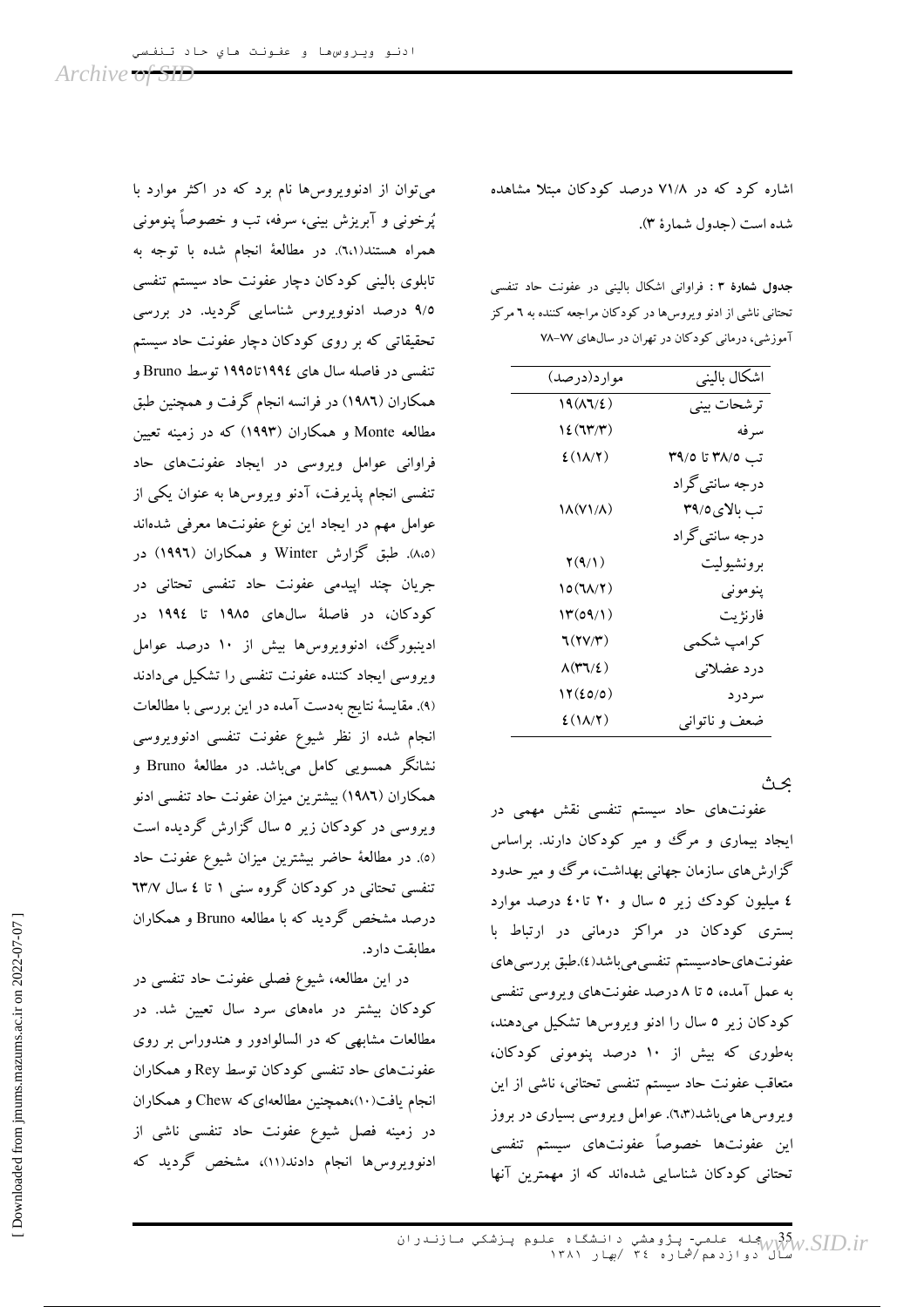اشاره کرد که در ۷۱/۸ درصد کودکان مبتلا مشاهده شده است (جدول شمارهٔ ۳).

**جدول شمارهٔ ۳ :** فراوانی اشکال بالینی در عفونت حاد تنفسی تحتانی ناشی از ادنو ویروس‌ها در کودکان مراجعه کننده به ٦ مرکز آموزشی، درمانی کودکان در تهران در سال‌های ۷۷-۷۸

| اشکال بالینی | موارد(درصد) |
|---|---|
| ترشحات بینی | ۱۹(۸٦/٤) |
| سرفه | ۱٤(٦۳/۳) |
| تب ۳۸/۵ تا ۳۹/۵ درجه سانتی‌گراد | ٤(۱۸/۲) |
| تب بالای ۳۹/۵ درجه سانتی‌گراد | ۱۸(۷۱/۸) |
| برونشیولیت | ۲(۹/۱) |
| پنومونی | ۱۵(٦۸/۲) |
| فارنژیت | ۱۳(۵۹/۱) |
| کرامپ شکمی | ٦(۲۷/۳) |
| درد عضلانی | ۸(۳٦/٤) |
| سردرد | ۱۲(٤۵/۵) |
| ضعف و ناتوانی | ٤(۱۸/۲) |

## بحث

عفونت‌های حاد سیستم تنفسی نقش مهمی در ایجاد بیماری و مرگ و میر کودکان دارند. براساس گزارش‌های سازمان جهانی بهداشت، مرگ و میر حدود ٤ میلیون کودک زیر ۵ سال و ۲۰ تا٤۰ درصد موارد بستری کودکان در مراکز درمانی در ارتباط با عفونت‌های‌حادسیستم تنفسی‌می‌باشد(٤).طبق بررسی‌های به عمل آمده، ۵ تا ۸ درصد عفونت‌های ویروسی تنفسی کودکان زیر ۵ سال را ادنو ویروس‌ها تشکیل می‌دهند، به‌طوری که بیش از ۱۰ درصد پنومونی کودکان، متعاقب عفونت حاد سیستم تنفسی تحتانی، ناشی از این ویروس‌ها می‌باشد(٦،۳). عوامل ویروسی بسیاری در بروز این عفونت‌ها خصوصاً عفونت‌های سیستم تنفسی تحتانی کودکان شناسایی شده‌اند که از مهمترین آنها می‌توان از ادنوویروس‌ها نام برد که در اکثر موارد با پُرخونی و آبریزش بینی، سرفه، تب و خصوصاً پنومونی همراه هستند(٦،۱). در مطالعهٔ انجام شده با توجه به تابلوی بالینی کودکان دچار عفونت حاد سیستم تنفسی ۹/۵ درصد ادنوویروس شناسایی گردید. در بررسی تحقیقاتی که بر روی کودکان دچار عفونت حاد سیستم تنفسی در فاصله سال های ۱۹۹٤تا۱۹۹۵ توسط Bruno و همکاران (۱۹۸٦) در فرانسه انجام گرفت و همچنین طبق مطالعه Monte و همکاران (۱۹۹۳) که در زمینه تعیین فراوانی عوامل ویروسی در ایجاد عفونت‌های حاد تنفسی انجام پذیرفت، آدنو ویروس‌ها به عنوان یکی از عوامل مهم در ایجاد این نوع عفونت‌ها معرفی شده‌اند (۸،۵). طبق گزارش Winter و همکاران (۱۹۹٦) در جریان چند اپیدمی عفونت حاد تنفسی تحتانی در کودکان، در فاصلهٔ سال‌های ۱۹۸۵ تا ۱۹۹٤ در ادینبورگ، ادنوویروس‌ها بیش از ۱۰ درصد عوامل ویروسی ایجاد کننده عفونت تنفسی را تشکیل می‌دادند (۹). مقایسهٔ نتایج به‌دست آمده در این بررسی با مطالعات انجام شده از نظر شیوع عفونت تنفسی ادنوویروسی نشانگر همسویی کامل می‌باشد. در مطالعهٔ Bruno و همکاران (۱۹۸٦) بیشترین میزان عفونت حاد تنفسی ادنو ویروسی در کودکان زیر ۵ سال گزارش گردیده است (۵). در مطالعهٔ حاضر بیشترین میزان شیوع عفونت حاد تنفسی تحتانی در کودکان گروه سنی ۱ تا ٤ سال ٦۳/۷ درصد مشخص گردید که با مطالعه Bruno و همکاران مطابقت دارد.

در این مطالعه، شیوع فصلی عفونت حاد تنفسی در کودکان بیشتر در ماه‌های سرد سال تعیین شد. در مطالعات مشابهی که در السالوادور و هندوراس بر روی عفونت‌های حاد تنفسی کودکان توسط Rey و همکاران انجام یافت(۱۰)،همچنین مطالعه‌ای‌که Chew و همکاران در زمینه فصل شیوع عفونت حاد تنفسی ناشی از ادنوویروس‌ها انجام دادند(۱۱)، مشخص گردید که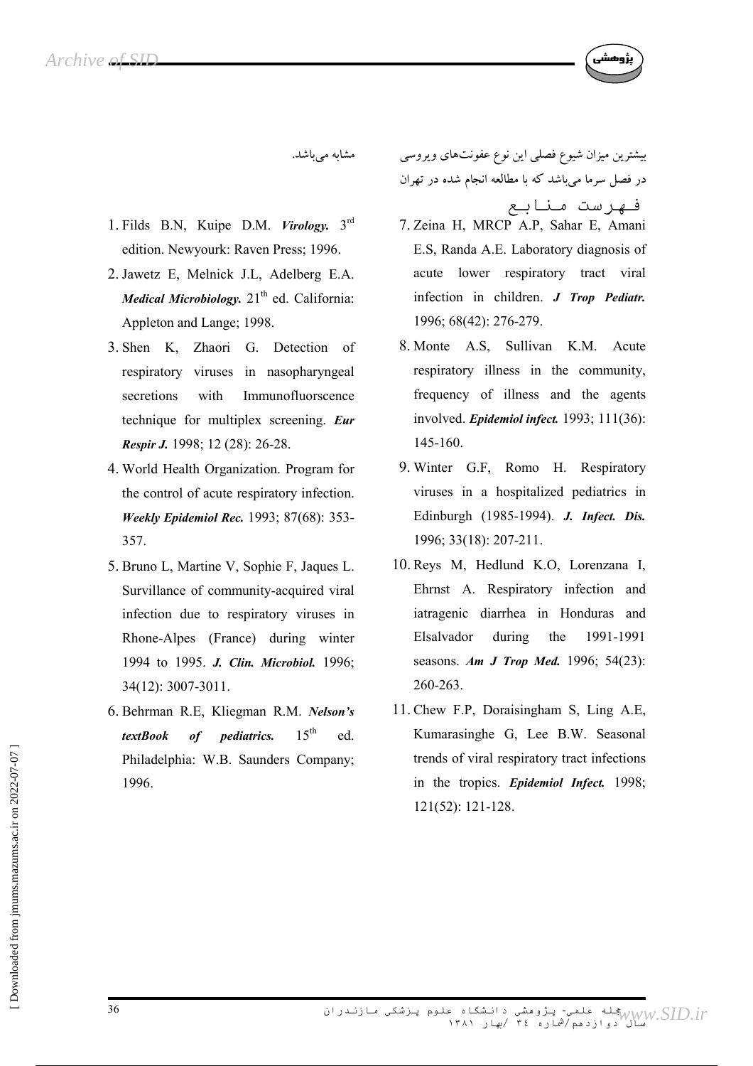بیشترین میزان شیوع فصلی این نوع عفونت‌های ویروسی در فصل سرما می‌باشد که با مطالعه انجام شده در تهران مشابه می‌باشد.

## فهرست منابع

1. Filds B.N, Kuipe D.M. ***Virology.*** 3rd edition. Newyourk: Raven Press; 1996.
2. Jawetz E, Melnick J.L, Adelberg E.A. ***Medical Microbiology.*** 21th ed. California: Appleton and Lange; 1998.
3. Shen K, Zhaori G. Detection of respiratory viruses in nasopharyngeal secretions with Immunofluorscence technique for multiplex screening. ***Eur Respir J.*** 1998; 12 (28): 26-28.
4. World Health Organization. Program for the control of acute respiratory infection. ***Weekly Epidemiol Rec.*** 1993; 87(68): 353-357.
5. Bruno L, Martine V, Sophie F, Jaques L. Survillance of community-acquired viral infection due to respiratory viruses in Rhone-Alpes (France) during winter 1994 to 1995. ***J. Clin. Microbiol.*** 1996; 34(12): 3007-3011.
6. Behrman R.E, Kliegman R.M. ***Nelson's textBook of pediatrics.*** 15th ed. Philadelphia: W.B. Saunders Company; 1996.
7. Zeina H, MRCP A.P, Sahar E, Amani E.S, Randa A.E. Laboratory diagnosis of acute lower respiratory tract viral infection in children. ***J Trop Pediatr.*** 1996; 68(42): 276-279.
8. Monte A.S, Sullivan K.M. Acute respiratory illness in the community, frequency of illness and the agents involved. ***Epidemiol infect.*** 1993; 111(36): 145-160.
9. Winter G.F, Romo H. Respiratory viruses in a hospitalized pediatrics in Edinburgh (1985-1994). ***J. Infect. Dis.*** 1996; 33(18): 207-211.
10. Reys M, Hedlund K.O, Lorenzana I, Ehrnst A. Respiratory infection and iatragenic diarrhea in Honduras and Elsalvador during the 1991-1991 seasons. ***Am J Trop Med.*** 1996; 54(23): 260-263.
11. Chew F.P, Doraisingham S, Ling A.E, Kumarasinghe G, Lee B.W. Seasonal trends of viral respiratory tract infections in the tropics. ***Epidemiol Infect.*** 1998; 121(52): 121-128.